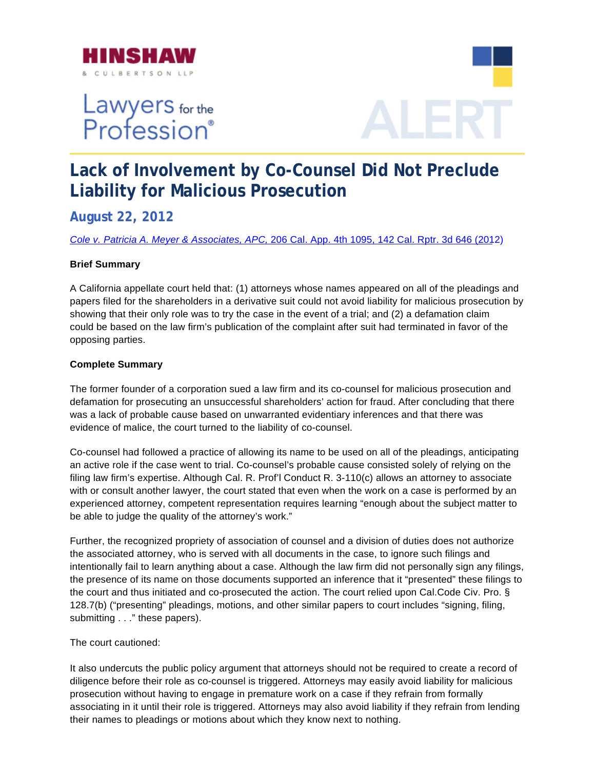HINSHAW & CULBERTSON LLP

Lawyers for the Profession®

ALERT

# Lack of Involvement by Co-Counsel Did Not Preclude Liability for Malicious Prosecution

## August 22, 2012

*Cole v. Patricia A. Meyer & Associates, APC,* 206 Cal. App. 4th 1095, 142 Cal. Rptr. 3d 646 (2012)

**Brief Summary**

A California appellate court held that: (1) attorneys whose names appeared on all of the pleadings and papers filed for the shareholders in a derivative suit could not avoid liability for malicious prosecution by showing that their only role was to try the case in the event of a trial; and (2) a defamation claim could be based on the law firm's publication of the complaint after suit had terminated in favor of the opposing parties.

**Complete Summary**

The former founder of a corporation sued a law firm and its co-counsel for malicious prosecution and defamation for prosecuting an unsuccessful shareholders' action for fraud. After concluding that there was a lack of probable cause based on unwarranted evidentiary inferences and that there was evidence of malice, the court turned to the liability of co-counsel.

Co-counsel had followed a practice of allowing its name to be used on all of the pleadings, anticipating an active role if the case went to trial. Co-counsel's probable cause consisted solely of relying on the filing law firm's expertise. Although Cal. R. Prof'l Conduct R. 3-110(c) allows an attorney to associate with or consult another lawyer, the court stated that even when the work on a case is performed by an experienced attorney, competent representation requires learning "enough about the subject matter to be able to judge the quality of the attorney's work."

Further, the recognized propriety of association of counsel and a division of duties does not authorize the associated attorney, who is served with all documents in the case, to ignore such filings and intentionally fail to learn anything about a case. Although the law firm did not personally sign any filings, the presence of its name on those documents supported an inference that it "presented" these filings to the court and thus initiated and co-prosecuted the action. The court relied upon Cal.Code Civ. Pro. § 128.7(b) ("presenting" pleadings, motions, and other similar papers to court includes "signing, filing, submitting . . ." these papers).

The court cautioned:

It also undercuts the public policy argument that attorneys should not be required to create a record of diligence before their role as co-counsel is triggered. Attorneys may easily avoid liability for malicious prosecution without having to engage in premature work on a case if they refrain from formally associating in it until their role is triggered. Attorneys may also avoid liability if they refrain from lending their names to pleadings or motions about which they know next to nothing.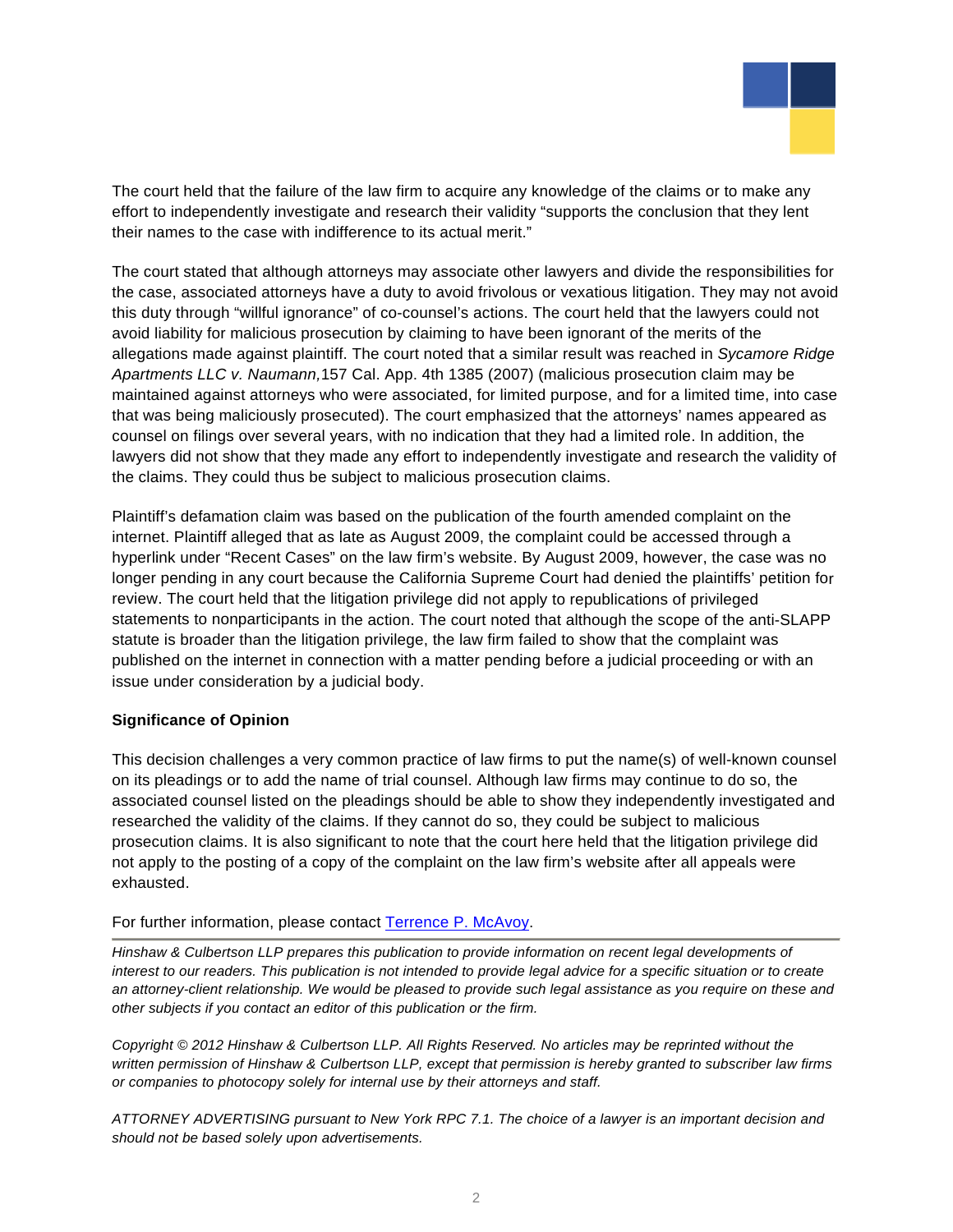The court held that the failure of the law firm to acquire any knowledge of the claims or to make any effort to independently investigate and research their validity "supports the conclusion that they lent their names to the case with indifference to its actual merit."

The court stated that although attorneys may associate other lawyers and divide the responsibilities for the case, associated attorneys have a duty to avoid frivolous or vexatious litigation. They may not avoid this duty through "willful ignorance" of co-counsel's actions. The court held that the lawyers could not avoid liability for malicious prosecution by claiming to have been ignorant of the merits of the allegations made against plaintiff. The court noted that a similar result was reached in *Sycamore Ridge Apartments LLC v. Naumann,*157 Cal. App. 4th 1385 (2007) (malicious prosecution claim may be maintained against attorneys who were associated, for limited purpose, and for a limited time, into case that was being maliciously prosecuted). The court emphasized that the attorneys' names appeared as counsel on filings over several years, with no indication that they had a limited role. In addition, the lawyers did not show that they made any effort to independently investigate and research the validity of the claims. They could thus be subject to malicious prosecution claims.

Plaintiff's defamation claim was based on the publication of the fourth amended complaint on the internet. Plaintiff alleged that as late as August 2009, the complaint could be accessed through a hyperlink under "Recent Cases" on the law firm's website. By August 2009, however, the case was no longer pending in any court because the California Supreme Court had denied the plaintiffs' petition for review. The court held that the litigation privilege did not apply to republications of privileged statements to nonparticipants in the action. The court noted that although the scope of the anti-SLAPP statute is broader than the litigation privilege, the law firm failed to show that the complaint was published on the internet in connection with a matter pending before a judicial proceeding or with an issue under consideration by a judicial body.

**Significance of Opinion**

This decision challenges a very common practice of law firms to put the name(s) of well-known counsel on its pleadings or to add the name of trial counsel. Although law firms may continue to do so, the associated counsel listed on the pleadings should be able to show they independently investigated and researched the validity of the claims. If they cannot do so, they could be subject to malicious prosecution claims. It is also significant to note that the court here held that the litigation privilege did not apply to the posting of a copy of the complaint on the law firm's website after all appeals were exhausted.

For further information, please contact Terrence P. McAvoy.

---

*Hinshaw & Culbertson LLP prepares this publication to provide information on recent legal developments of interest to our readers. This publication is not intended to provide legal advice for a specific situation or to create an attorney-client relationship. We would be pleased to provide such legal assistance as you require on these and other subjects if you contact an editor of this publication or the firm.*

*Copyright © 2012 Hinshaw & Culbertson LLP. All Rights Reserved. No articles may be reprinted without the written permission of Hinshaw & Culbertson LLP, except that permission is hereby granted to subscriber law firms or companies to photocopy solely for internal use by their attorneys and staff.*

*ATTORNEY ADVERTISING pursuant to New York RPC 7.1. The choice of a lawyer is an important decision and should not be based solely upon advertisements.*